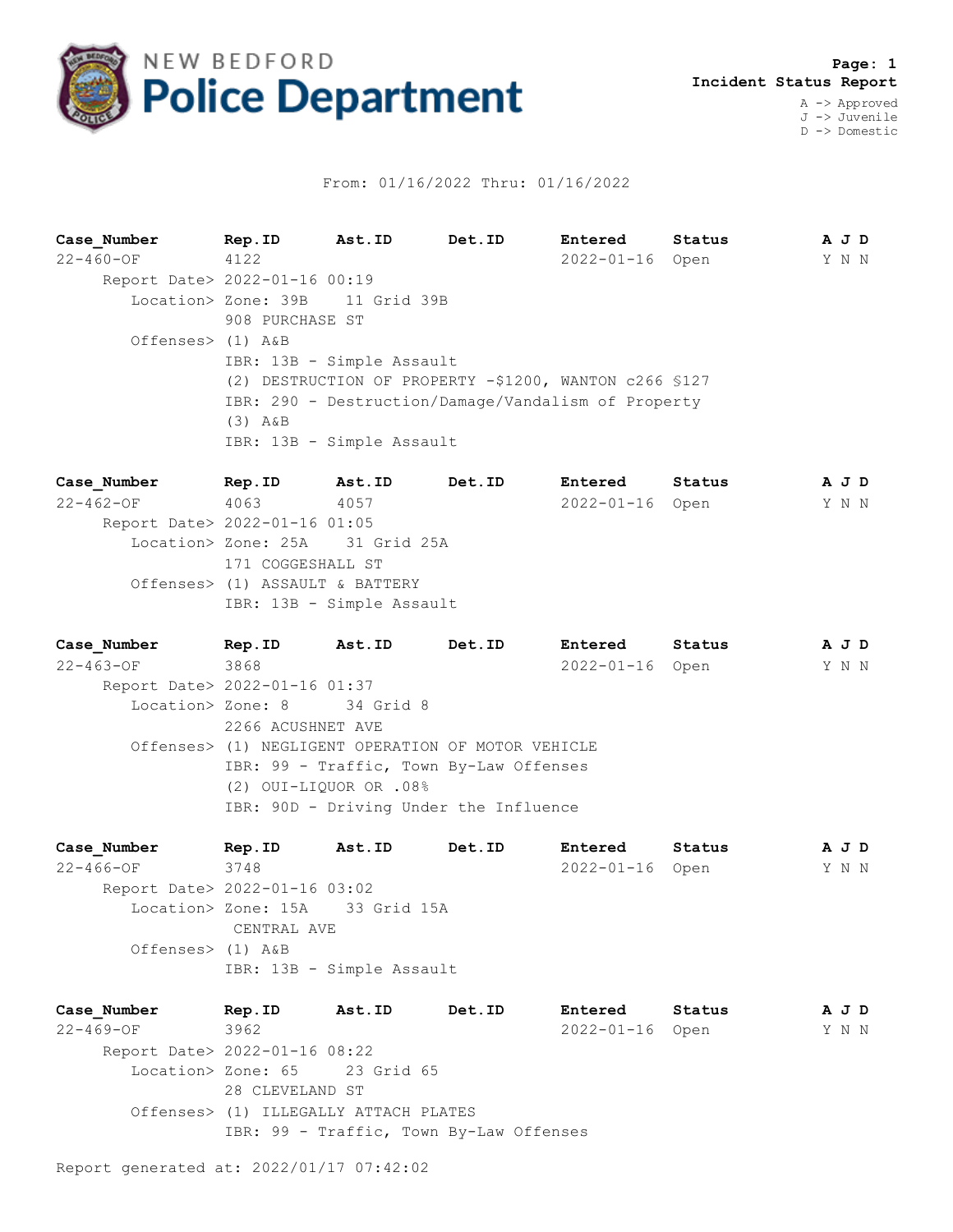# NEW BEDFORD Police Department

**Incident Status Report**

A -> Approved
J -> Juvenile
D -> Domestic

From: 01/16/2022 Thru: 01/16/2022

| Case_Number | Rep.ID | Ast.ID | Det.ID | Entered | Status | A J D |
|---|---|---|---|---|---|---|
| 22-460-OF | 4122 | | | 2022-01-16 | Open | Y N N |

Report Date> 2022-01-16 00:19
Location> Zone: 39B 11 Grid 39B
908 PURCHASE ST
Offenses> (1) A&B
IBR: 13B - Simple Assault
(2) DESTRUCTION OF PROPERTY -$1200, WANTON c266 §127
IBR: 290 - Destruction/Damage/Vandalism of Property
(3) A&B
IBR: 13B - Simple Assault

| Case_Number | Rep.ID | Ast.ID | Det.ID | Entered | Status | A J D |
|---|---|---|---|---|---|---|
| 22-462-OF | 4063 | 4057 | | 2022-01-16 | Open | Y N N |

Report Date> 2022-01-16 01:05
Location> Zone: 25A 31 Grid 25A
171 COGGESHALL ST
Offenses> (1) ASSAULT & BATTERY
IBR: 13B - Simple Assault

| Case_Number | Rep.ID | Ast.ID | Det.ID | Entered | Status | A J D |
|---|---|---|---|---|---|---|
| 22-463-OF | 3868 | | | 2022-01-16 | Open | Y N N |

Report Date> 2022-01-16 01:37
Location> Zone: 8 34 Grid 8
2266 ACUSHNET AVE
Offenses> (1) NEGLIGENT OPERATION OF MOTOR VEHICLE
IBR: 99 - Traffic, Town By-Law Offenses
(2) OUI-LIQUOR OR .08%
IBR: 90D - Driving Under the Influence

| Case_Number | Rep.ID | Ast.ID | Det.ID | Entered | Status | A J D |
|---|---|---|---|---|---|---|
| 22-466-OF | 3748 | | | 2022-01-16 | Open | Y N N |

Report Date> 2022-01-16 03:02
Location> Zone: 15A 33 Grid 15A
CENTRAL AVE
Offenses> (1) A&B
IBR: 13B - Simple Assault

| Case_Number | Rep.ID | Ast.ID | Det.ID | Entered | Status | A J D |
|---|---|---|---|---|---|---|
| 22-469-OF | 3962 | | | 2022-01-16 | Open | Y N N |

Report Date> 2022-01-16 08:22
Location> Zone: 65 23 Grid 65
28 CLEVELAND ST
Offenses> (1) ILLEGALLY ATTACH PLATES
IBR: 99 - Traffic, Town By-Law Offenses

Report generated at: 2022/01/17 07:42:02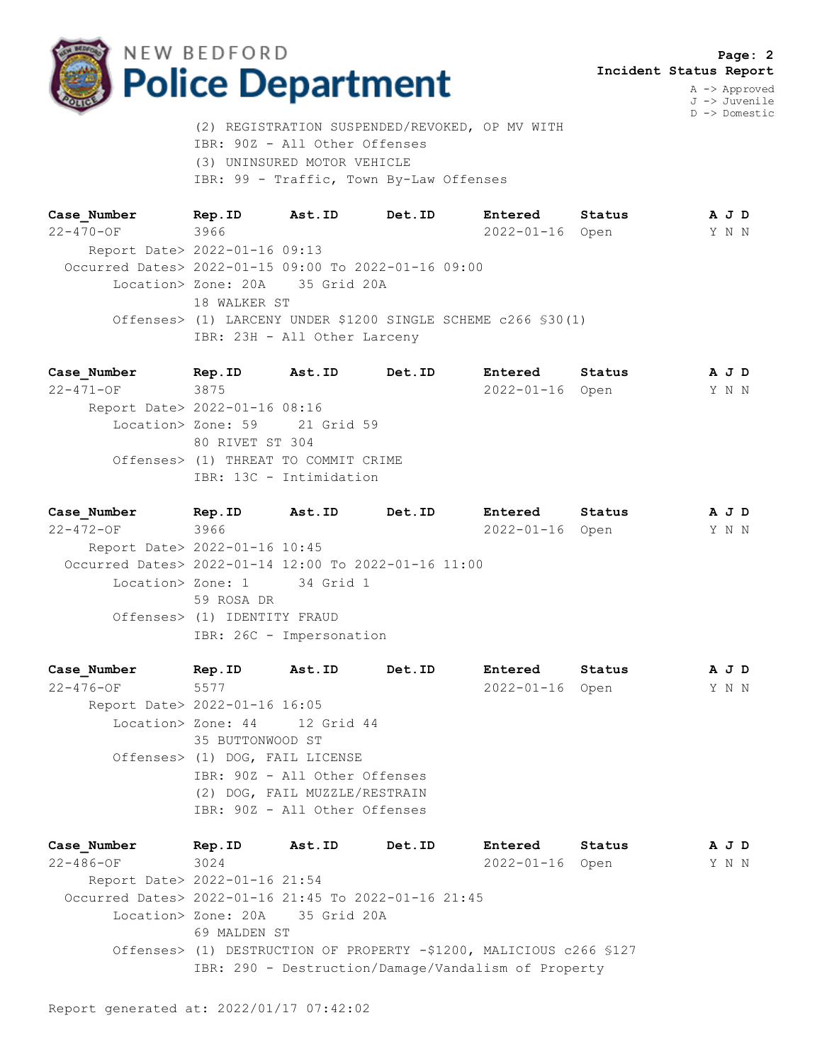(2) REGISTRATION SUSPENDED/REVOKED, OP MV WITH
IBR: 90Z - All Other Offenses
(3) UNINSURED MOTOR VEHICLE
IBR: 99 - Traffic, Town By-Law Offenses

| Case_Number | Rep.ID | Ast.ID | Det.ID | Entered | Status | A | J | D |
|---|---|---|---|---|---|---|---|---|
| 22-470-OF | 3966 | | | 2022-01-16 | Open | Y | N | N |

Report Date> 2022-01-16 09:13
Occurred Dates> 2022-01-15 09:00 To 2022-01-16 09:00
Location> Zone: 20A 35 Grid 20A
18 WALKER ST
Offenses> (1) LARCENY UNDER $1200 SINGLE SCHEME c266 §30(1)
IBR: 23H - All Other Larceny

| Case_Number | Rep.ID | Ast.ID | Det.ID | Entered | Status | A | J | D |
|---|---|---|---|---|---|---|---|---|
| 22-471-OF | 3875 | | | 2022-01-16 | Open | Y | N | N |

Report Date> 2022-01-16 08:16
Location> Zone: 59 21 Grid 59
80 RIVET ST 304
Offenses> (1) THREAT TO COMMIT CRIME
IBR: 13C - Intimidation

| Case_Number | Rep.ID | Ast.ID | Det.ID | Entered | Status | A | J | D |
|---|---|---|---|---|---|---|---|---|
| 22-472-OF | 3966 | | | 2022-01-16 | Open | Y | N | N |

Report Date> 2022-01-16 10:45
Occurred Dates> 2022-01-14 12:00 To 2022-01-16 11:00
Location> Zone: 1 34 Grid 1
59 ROSA DR
Offenses> (1) IDENTITY FRAUD
IBR: 26C - Impersonation

| Case_Number | Rep.ID | Ast.ID | Det.ID | Entered | Status | A | J | D |
|---|---|---|---|---|---|---|---|---|
| 22-476-OF | 5577 | | | 2022-01-16 | Open | Y | N | N |

Report Date> 2022-01-16 16:05
Location> Zone: 44 12 Grid 44
35 BUTTONWOOD ST
Offenses> (1) DOG, FAIL LICENSE
IBR: 90Z - All Other Offenses
(2) DOG, FAIL MUZZLE/RESTRAIN
IBR: 90Z - All Other Offenses

| Case_Number | Rep.ID | Ast.ID | Det.ID | Entered | Status | A | J | D |
|---|---|---|---|---|---|---|---|---|
| 22-486-OF | 3024 | | | 2022-01-16 | Open | Y | N | N |

Report Date> 2022-01-16 21:54
Occurred Dates> 2022-01-16 21:45 To 2022-01-16 21:45
Location> Zone: 20A 35 Grid 20A
69 MALDEN ST
Offenses> (1) DESTRUCTION OF PROPERTY -$1200, MALICIOUS c266 §127
IBR: 290 - Destruction/Damage/Vandalism of Property

Report generated at: 2022/01/17 07:42:02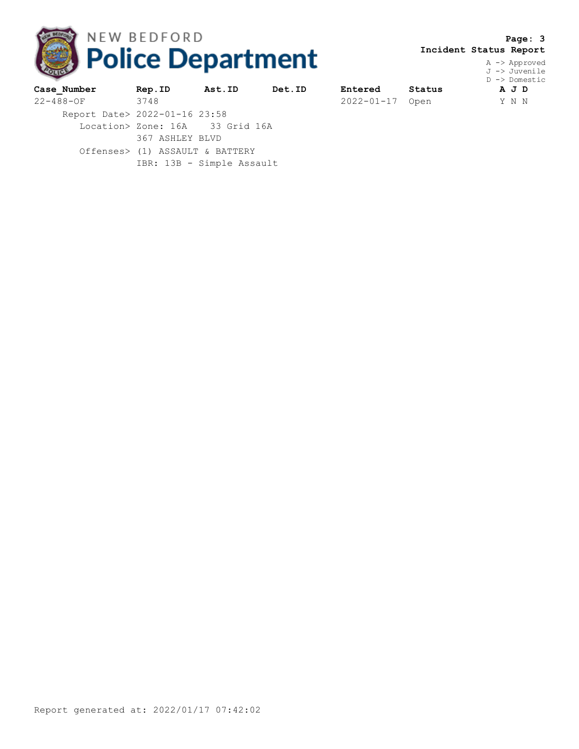# NEW BEDFORD Police Department

**Incident Status Report**

A -> Approved
J -> Juvenile
D -> Domestic

| Case_Number | Rep.ID | Ast.ID | Det.ID | Entered | Status | A J D |
|---|---|---|---|---|---|---|
| 22-488-OF | 3748 | | | 2022-01-17 | Open | Y N N |

Report Date> 2022-01-16 23:58
Location> Zone: 16A    33 Grid 16A
367 ASHLEY BLVD
Offenses> (1) ASSAULT & BATTERY
IBR: 13B - Simple Assault

Report generated at: 2022/01/17 07:42:02